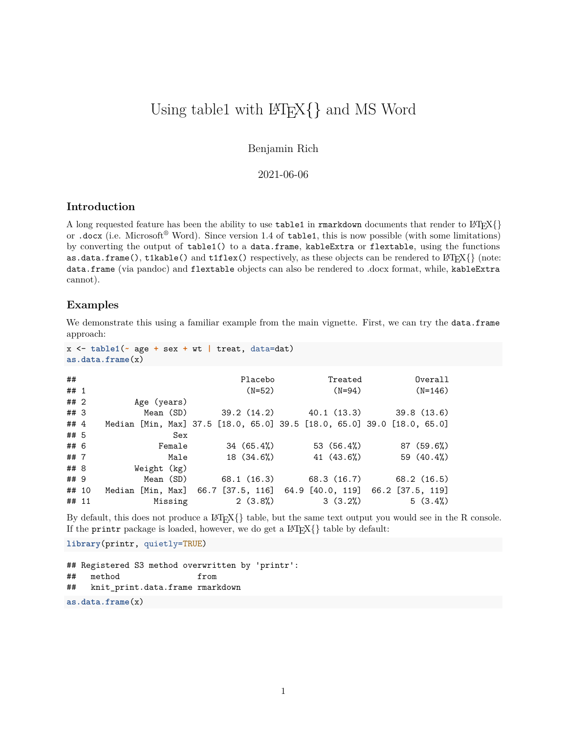# Using table1 with LaTeX{} and MS Word

Benjamin Rich

2021-06-06

## Introduction

A long requested feature has been the ability to use `table1` in `rmarkdown` documents that render to LaTeX{} or `.docx` (i.e. Microsoft® Word). Since version 1.4 of `table1`, this is now possible (with some limitations) by converting the output of `table1()` to a `data.frame`, `kableExtra` or `flextable`, using the functions `as.data.frame()`, `t1kable()` and `t1flex()` respectively, as these objects can be rendered to LaTeX{} (note: `data.frame` (via pandoc) and `flextable` objects can also be rendered to .docx format, while, `kableExtra` cannot).

## Examples

We demonstrate this using a familiar example from the main vignette. First, we can try the `data.frame` approach:

```
x <- table1(~ age + sex + wt | treat, data=dat)
as.data.frame(x)
```

```
##                               Placebo           Treated           Overall
## 1                              (N=52)            (N=94)           (N=146)
## 2          Age (years)
## 3            Mean (SD)       39.2 (14.2)       40.1 (13.3)       39.8 (13.6)
## 4    Median [Min, Max] 37.5 [18.0, 65.0] 39.5 [18.0, 65.0] 39.0 [18.0, 65.0]
## 5                  Sex
## 6               Female        34 (65.4%)        53 (56.4%)        87 (59.6%)
## 7                 Male        18 (34.6%)        41 (43.6%)        59 (40.4%)
## 8          Weight (kg)
## 9            Mean (SD)       68.1 (16.3)       68.3 (16.7)       68.2 (16.5)
## 10   Median [Min, Max]  66.7 [37.5, 116]  64.9 [40.0, 119]  66.2 [37.5, 119]
## 11             Missing          2 (3.8%)          3 (3.2%)          5 (3.4%)
```

By default, this does not produce a LaTeX{} table, but the same text output you would see in the R console. If the `printr` package is loaded, however, we do get a LaTeX{} table by default:

```
library(printr, quietly=TRUE)
```

```
## Registered S3 method overwritten by 'printr':
##   method                from
##   knit_print.data.frame rmarkdown
```

```
as.data.frame(x)
```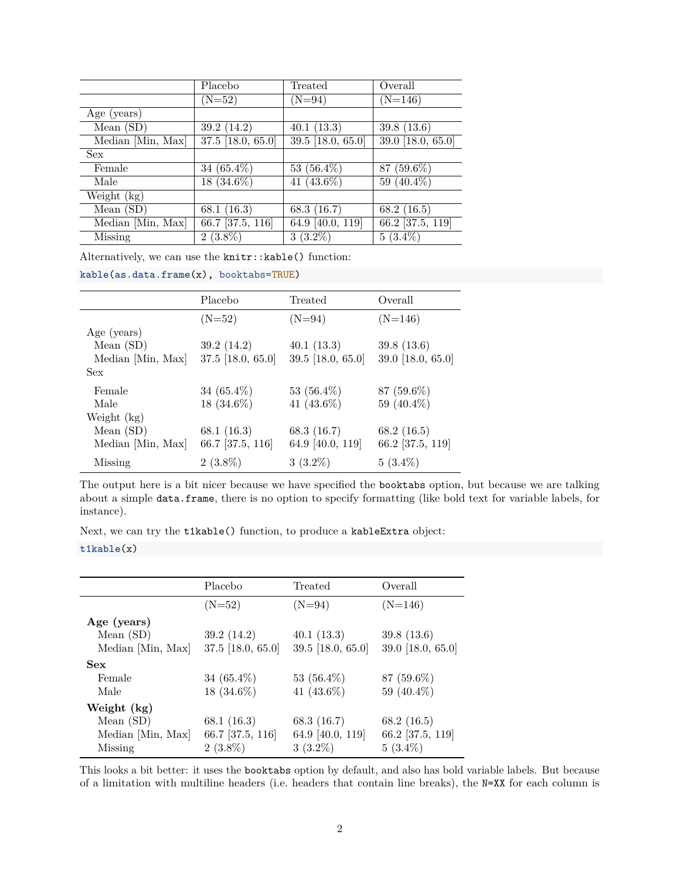| | Placebo | Treated | Overall |
|---|---|---|---|
| | (N=52) | (N=94) | (N=146) |
| Age (years) | | | |
| Mean (SD) | 39.2 (14.2) | 40.1 (13.3) | 39.8 (13.6) |
| Median [Min, Max] | 37.5 [18.0, 65.0] | 39.5 [18.0, 65.0] | 39.0 [18.0, 65.0] |
| Sex | | | |
| Female | 34 (65.4%) | 53 (56.4%) | 87 (59.6%) |
| Male | 18 (34.6%) | 41 (43.6%) | 59 (40.4%) |
| Weight (kg) | | | |
| Mean (SD) | 68.1 (16.3) | 68.3 (16.7) | 68.2 (16.5) |
| Median [Min, Max] | 66.7 [37.5, 116] | 64.9 [40.0, 119] | 66.2 [37.5, 119] |
| Missing | 2 (3.8%) | 3 (3.2%) | 5 (3.4%) |

Alternatively, we can use the `knitr::kable()` function:

```
kable(as.data.frame(x), booktabs=TRUE)
```

| | Placebo | Treated | Overall |
|---|---|---|---|
| | (N=52) | (N=94) | (N=146) |
| Age (years) | | | |
| Mean (SD) | 39.2 (14.2) | 40.1 (13.3) | 39.8 (13.6) |
| Median [Min, Max] | 37.5 [18.0, 65.0] | 39.5 [18.0, 65.0] | 39.0 [18.0, 65.0] |
| Sex | | | |
| Female | 34 (65.4%) | 53 (56.4%) | 87 (59.6%) |
| Male | 18 (34.6%) | 41 (43.6%) | 59 (40.4%) |
| Weight (kg) | | | |
| Mean (SD) | 68.1 (16.3) | 68.3 (16.7) | 68.2 (16.5) |
| Median [Min, Max] | 66.7 [37.5, 116] | 64.9 [40.0, 119] | 66.2 [37.5, 119] |
| Missing | 2 (3.8%) | 3 (3.2%) | 5 (3.4%) |

The output here is a bit nicer because we have specified the `booktabs` option, but because we are talking about a simple `data.frame`, there is no option to specify formatting (like bold text for variable labels, for instance).

Next, we can try the `t1kable()` function, to produce a `kableExtra` object:

```
t1kable(x)
```

| | Placebo | Treated | Overall |
|---|---|---|---|
| | (N=52) | (N=94) | (N=146) |
| **Age (years)** | | | |
| Mean (SD) | 39.2 (14.2) | 40.1 (13.3) | 39.8 (13.6) |
| Median [Min, Max] | 37.5 [18.0, 65.0] | 39.5 [18.0, 65.0] | 39.0 [18.0, 65.0] |
| **Sex** | | | |
| Female | 34 (65.4%) | 53 (56.4%) | 87 (59.6%) |
| Male | 18 (34.6%) | 41 (43.6%) | 59 (40.4%) |
| **Weight (kg)** | | | |
| Mean (SD) | 68.1 (16.3) | 68.3 (16.7) | 68.2 (16.5) |
| Median [Min, Max] | 66.7 [37.5, 116] | 64.9 [40.0, 119] | 66.2 [37.5, 119] |
| Missing | 2 (3.8%) | 3 (3.2%) | 5 (3.4%) |

This looks a bit better: it uses the `booktabs` option by default, and also has bold variable labels. But because of a limitation with multiline headers (i.e. headers that contain line breaks), the `N=XX` for each column is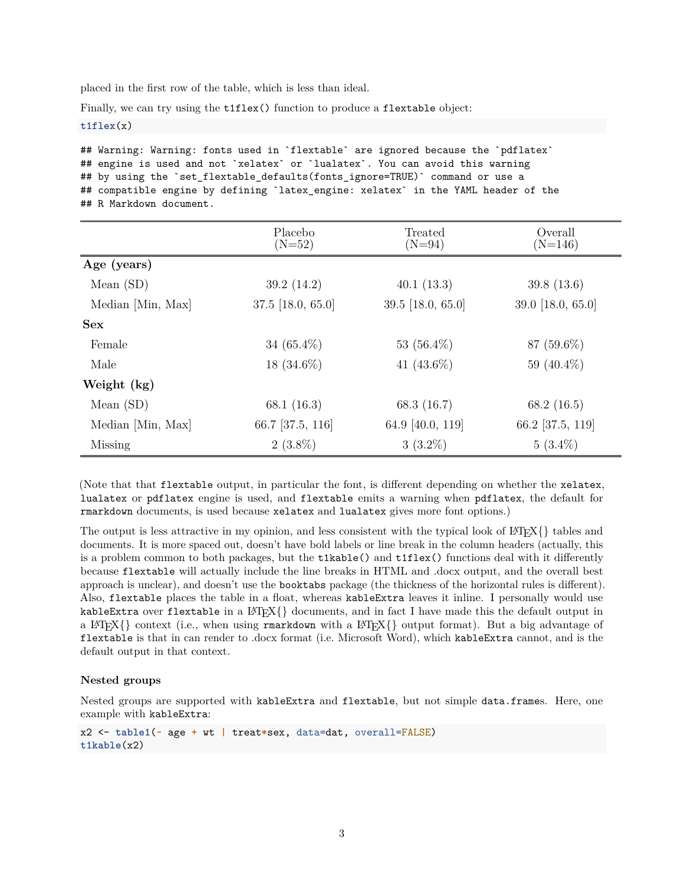placed in the first row of the table, which is less than ideal.

Finally, we can try using the `t1flex()` function to produce a `flextable` object:

```
t1flex(x)
```

```
## Warning: Warning: fonts used in `flextable` are ignored because the `pdflatex`
## engine is used and not `xelatex` or `lualatex`. You can avoid this warning
## by using the `set_flextable_defaults(fonts_ignore=TRUE)` command or use a
## compatible engine by defining `latex_engine: xelatex` in the YAML header of the
## R Markdown document.
```

| | Placebo (N=52) | Treated (N=94) | Overall (N=146) |
|---|---|---|---|
| **Age (years)** | | | |
| Mean (SD) | 39.2 (14.2) | 40.1 (13.3) | 39.8 (13.6) |
| Median [Min, Max] | 37.5 [18.0, 65.0] | 39.5 [18.0, 65.0] | 39.0 [18.0, 65.0] |
| **Sex** | | | |
| Female | 34 (65.4%) | 53 (56.4%) | 87 (59.6%) |
| Male | 18 (34.6%) | 41 (43.6%) | 59 (40.4%) |
| **Weight (kg)** | | | |
| Mean (SD) | 68.1 (16.3) | 68.3 (16.7) | 68.2 (16.5) |
| Median [Min, Max] | 66.7 [37.5, 116] | 64.9 [40.0, 119] | 66.2 [37.5, 119] |
| Missing | 2 (3.8%) | 3 (3.2%) | 5 (3.4%) |

(Note that that `flextable` output, in particular the font, is different depending on whether the `xelatex`, `lualatex` or `pdflatex` engine is used, and `flextable` emits a warning when `pdflatex`, the default for `rmarkdown` documents, is used because `xelatex` and `lualatex` gives more font options.)

The output is less attractive in my opinion, and less consistent with the typical look of LaTeX{} tables and documents. It is more spaced out, doesn't have bold labels or line break in the column headers (actually, this is a problem common to both packages, but the `t1kable()` and `t1flex()` functions deal with it differently because `flextable` will actually include the line breaks in HTML and .docx output, and the overall best approach is unclear), and doesn't use the `booktabs` package (the thickness of the horizontal rules is different). Also, `flextable` places the table in a float, whereas `kableExtra` leaves it inline. I personally would use `kableExtra` over `flextable` in a LaTeX{} documents, and in fact I have made this the default output in a LaTeX{} context (i.e., when using `rmarkdown` with a LaTeX{} output format). But a big advantage of `flextable` is that in can render to .docx format (i.e. Microsoft Word), which `kableExtra` cannot, and is the default output in that context.

### Nested groups

Nested groups are supported with `kableExtra` and `flextable`, but not simple `data.frame`s. Here, one example with `kableExtra`:

```
x2 <- table1(~ age + wt | treat*sex, data=dat, overall=FALSE)
t1kable(x2)
```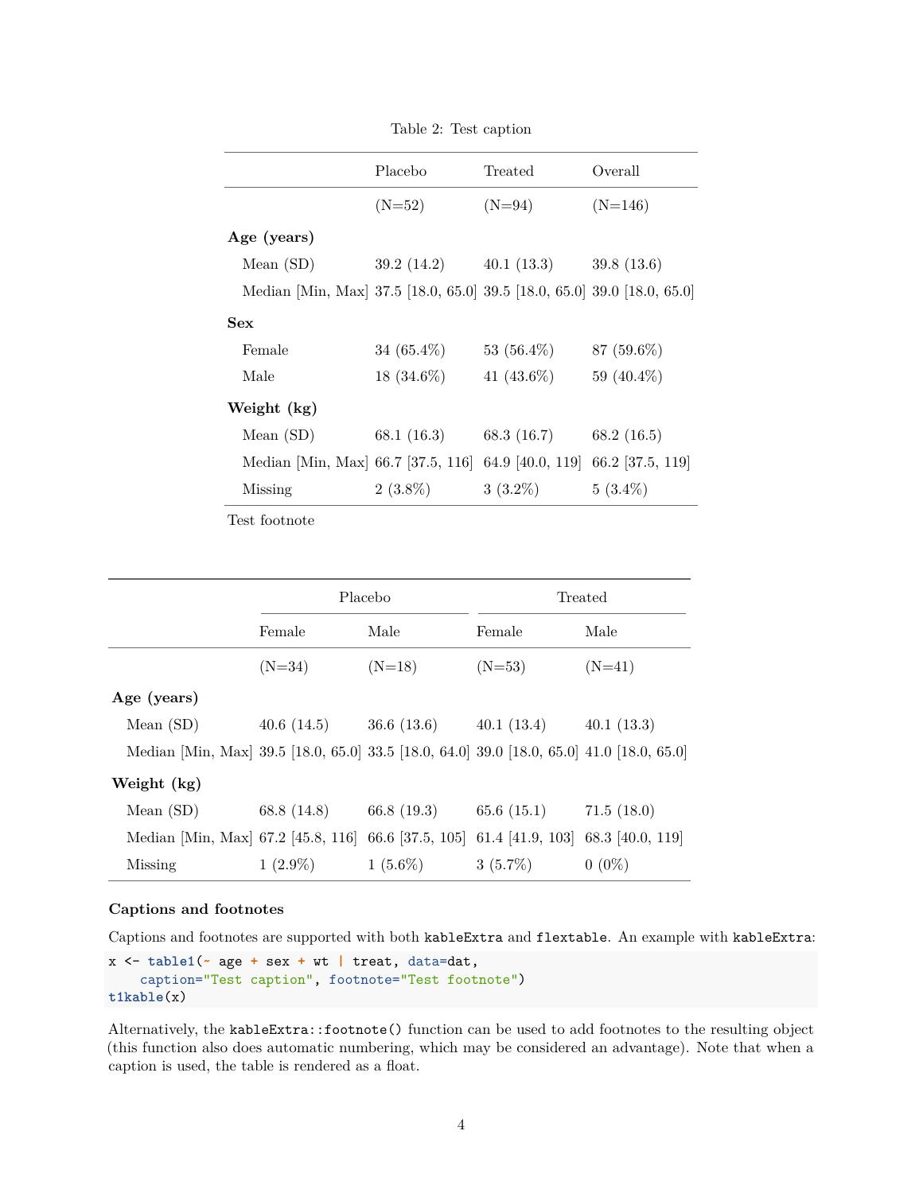Table 2: Test caption

| | Placebo | Treated | Overall |
|---|---|---|---|
| | (N=52) | (N=94) | (N=146) |
| **Age (years)** | | | |
| Mean (SD) | 39.2 (14.2) | 40.1 (13.3) | 39.8 (13.6) |
| Median [Min, Max] | 37.5 [18.0, 65.0] | 39.5 [18.0, 65.0] | 39.0 [18.0, 65.0] |
| **Sex** | | | |
| Female | 34 (65.4%) | 53 (56.4%) | 87 (59.6%) |
| Male | 18 (34.6%) | 41 (43.6%) | 59 (40.4%) |
| **Weight (kg)** | | | |
| Mean (SD) | 68.1 (16.3) | 68.3 (16.7) | 68.2 (16.5) |
| Median [Min, Max] | 66.7 [37.5, 116] | 64.9 [40.0, 119] | 66.2 [37.5, 119] |
| Missing | 2 (3.8%) | 3 (3.2%) | 5 (3.4%) |

Test footnote

| | Placebo | | Treated | |
|---|---|---|---|---|
| | Female | Male | Female | Male |
| | (N=34) | (N=18) | (N=53) | (N=41) |
| **Age (years)** | | | | |
| Mean (SD) | 40.6 (14.5) | 36.6 (13.6) | 40.1 (13.4) | 40.1 (13.3) |
| Median [Min, Max] | 39.5 [18.0, 65.0] | 33.5 [18.0, 64.0] | 39.0 [18.0, 65.0] | 41.0 [18.0, 65.0] |
| **Weight (kg)** | | | | |
| Mean (SD) | 68.8 (14.8) | 66.8 (19.3) | 65.6 (15.1) | 71.5 (18.0) |
| Median [Min, Max] | 67.2 [45.8, 116] | 66.6 [37.5, 105] | 61.4 [41.9, 103] | 68.3 [40.0, 119] |
| Missing | 1 (2.9%) | 1 (5.6%) | 3 (5.7%) | 0 (0%) |

### Captions and footnotes

Captions and footnotes are supported with both `kableExtra` and `flextable`. An example with `kableExtra`:

```
x <- table1(~ age + sex + wt | treat, data=dat,
    caption="Test caption", footnote="Test footnote")
t1kable(x)
```

Alternatively, the `kableExtra::footnote()` function can be used to add footnotes to the resulting object (this function also does automatic numbering, which may be considered an advantage). Note that when a caption is used, the table is rendered as a float.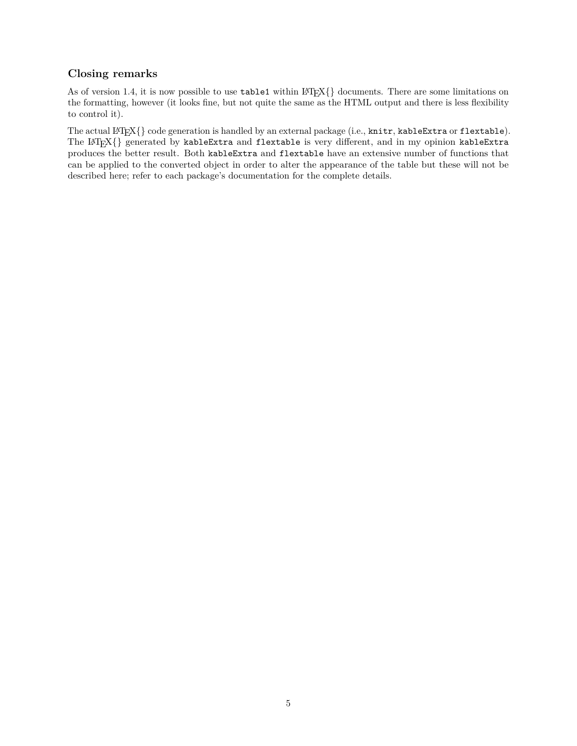## Closing remarks

As of version 1.4, it is now possible to use `table1` within LaTeX{} documents. There are some limitations on the formatting, however (it looks fine, but not quite the same as the HTML output and there is less flexibility to control it).

The actual LaTeX{} code generation is handled by an external package (i.e., `knitr`, `kableExtra` or `flextable`). The LaTeX{} generated by `kableExtra` and `flextable` is very different, and in my opinion `kableExtra` produces the better result. Both `kableExtra` and `flextable` have an extensive number of functions that can be applied to the converted object in order to alter the appearance of the table but these will not be described here; refer to each package's documentation for the complete details.